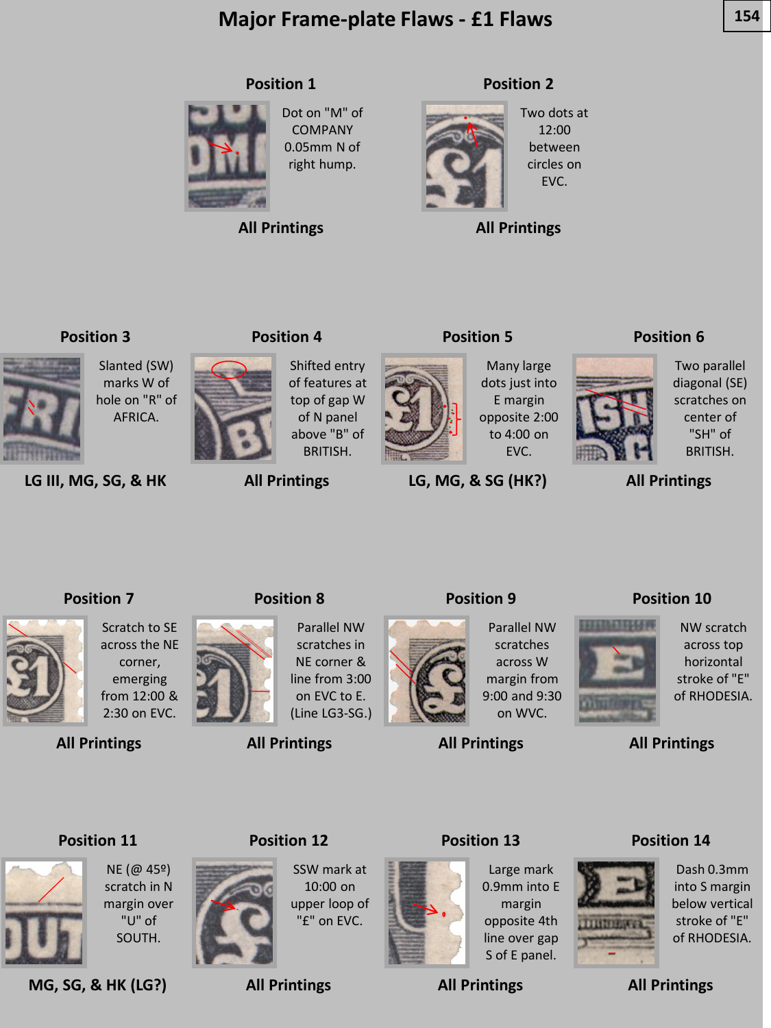# Major Frame-plate Flaws - £1 Flaws

### Position 1

Dot on "M" of COMPANY 0.05mm N of right hump.

**All Printings**

### Position 2

Two dots at 12:00 between circles on EVC.

**All Printings**

### Position 3

Slanted (SW) marks W of hole on "R" of AFRICA.

**LG III, MG, SG, & HK**

### Position 4

Shifted entry of features at top of gap W of N panel above "B" of BRITISH.

**All Printings**

### Position 5

Many large dots just into E margin opposite 2:00 to 4:00 on EVC.

**LG, MG, & SG (HK?)**

### Position 6

Two parallel diagonal (SE) scratches on center of "SH" of BRITISH.

**All Printings**

### Position 7

Scratch to SE across the NE corner, emerging from 12:00 & 2:30 on EVC.

**All Printings**

### Position 8

Parallel NW scratches in NE corner & line from 3:00 on EVC to E. (Line LG3-SG.)

**All Printings**

### Position 9

Parallel NW scratches across W margin from 9:00 and 9:30 on WVC.

**All Printings**

### Position 10

NW scratch across top horizontal stroke of "E" of RHODESIA.

**All Printings**

### Position 11

NE (@ 45º) scratch in N margin over "U" of SOUTH.

**MG, SG, & HK (LG?)**

### Position 12

SSW mark at 10:00 on upper loop of "£" on EVC.

**All Printings**

### Position 13

Large mark 0.9mm into E margin opposite 4th line over gap S of E panel.

**All Printings**

### Position 14

Dash 0.3mm into S margin below vertical stroke of "E" of RHODESIA.

**All Printings**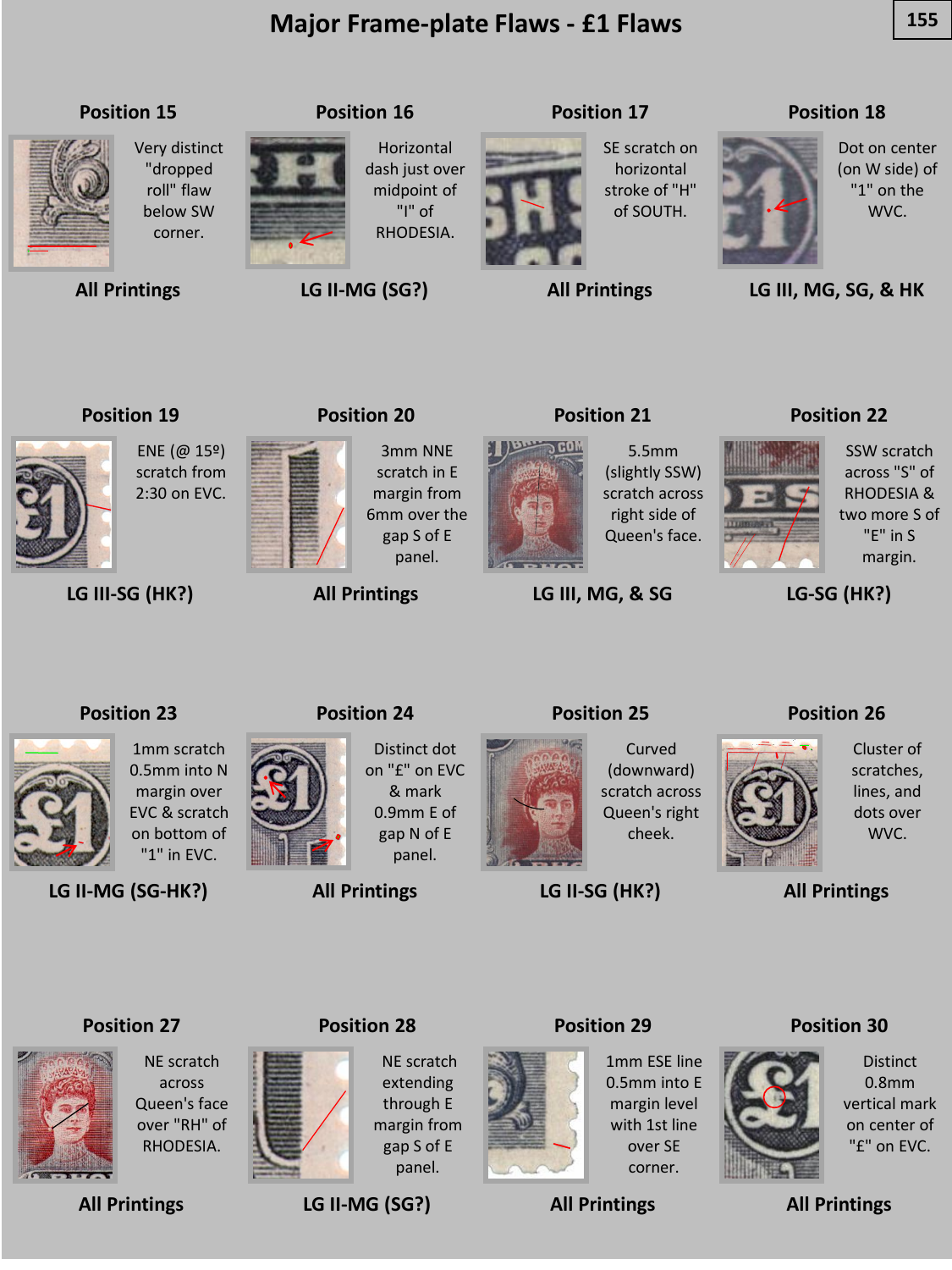# Major Frame-plate Flaws - £1 Flaws

### Position 15

Very distinct "dropped roll" flaw below SW corner.

**All Printings**

### Position 16

Horizontal dash just over midpoint of "I" of RHODESIA.

**LG II-MG (SG?)**

### Position 17

SE scratch on horizontal stroke of "H" of SOUTH.

**All Printings**

### Position 18

Dot on center (on W side) of "1" on the WVC.

**LG III, MG, SG, & HK**

### Position 19

ENE (@ 15º) scratch from 2:30 on EVC.

**LG III-SG (HK?)**

### Position 20

3mm NNE scratch in E margin from 6mm over the gap S of E panel.

**All Printings**

### Position 21

5.5mm (slightly SSW) scratch across right side of Queen's face.

**LG III, MG, & SG**

### Position 22

SSW scratch across "S" of RHODESIA & two more S of "E" in S margin.

**LG-SG (HK?)**

### Position 23

1mm scratch 0.5mm into N margin over EVC & scratch on bottom of "1" in EVC.

**LG II-MG (SG-HK?)**

### Position 24

Distinct dot on "£" on EVC & mark 0.9mm E of gap N of E panel.

**All Printings**

### Position 25

Curved (downward) scratch across Queen's right cheek.

**LG II-SG (HK?)**

### Position 26

Cluster of scratches, lines, and dots over WVC.

**All Printings**

### Position 27

NE scratch across Queen's face over "RH" of RHODESIA.

**All Printings**

### Position 28

NE scratch extending through E margin from gap S of E panel.

**LG II-MG (SG?)**

### Position 29

1mm ESE line 0.5mm into E margin level with 1st line over SE corner.

**All Printings**

### Position 30

Distinct 0.8mm vertical mark on center of "£" on EVC.

**All Printings**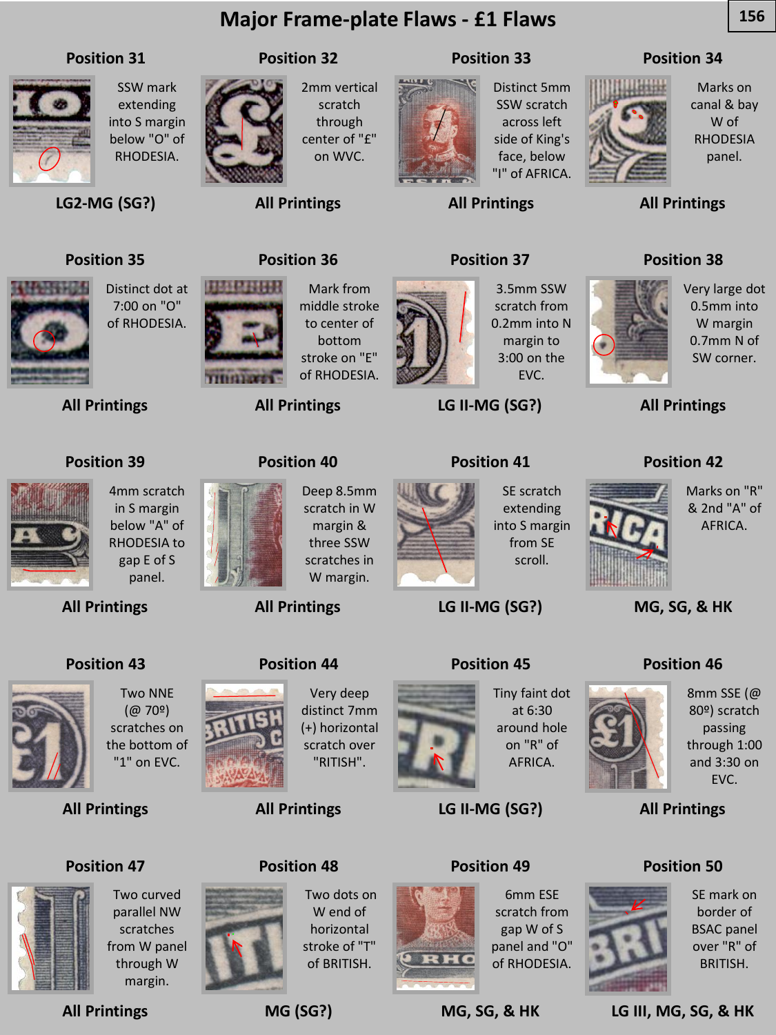# Major Frame-plate Flaws - £1 Flaws

### Position 31

SSW mark extending into S margin below "O" of RHODESIA.

**LG2-MG (SG?)**

### Position 32

2mm vertical scratch through center of "£" on WVC.

**All Printings**

### Position 33

Distinct 5mm SSW scratch across left side of King's face, below "I" of AFRICA.

**All Printings**

### Position 34

Marks on canal & bay W of RHODESIA panel.

**All Printings**

### Position 35

Distinct dot at 7:00 on "O" of RHODESIA.

**All Printings**

### Position 36

Mark from middle stroke to center of bottom stroke on "E" of RHODESIA.

**All Printings**

### Position 37

3.5mm SSW scratch from 0.2mm into N margin to 3:00 on the EVC.

**LG II-MG (SG?)**

### Position 38

Very large dot 0.5mm into W margin 0.7mm N of SW corner.

**All Printings**

### Position 39

4mm scratch in S margin below "A" of RHODESIA to gap E of S panel.

**All Printings**

### Position 40

Deep 8.5mm scratch in W margin & three SSW scratches in W margin.

**All Printings**

### Position 41

SE scratch extending into S margin from SE scroll.

**LG II-MG (SG?)**

### Position 42

Marks on "R" & 2nd "A" of AFRICA.

**MG, SG, & HK**

### Position 43

Two NNE (@ 70º) scratches on the bottom of "1" on EVC.

**All Printings**

### Position 44

Very deep distinct 7mm (+) horizontal scratch over "RITISH".

**All Printings**

### Position 45

Tiny faint dot at 6:30 around hole on "R" of AFRICA.

**LG II-MG (SG?)**

### Position 46

8mm SSE (@ 80º) scratch passing through 1:00 and 3:30 on EVC.

**All Printings**

### Position 47

Two curved parallel NW scratches from W panel through W margin.

**All Printings**

### Position 48

Two dots on W end of horizontal stroke of "T" of BRITISH.

**MG (SG?)**

### Position 49

6mm ESE scratch from gap W of S panel and "O" of RHODESIA.

**MG, SG, & HK**

### Position 50

SE mark on border of BSAC panel over "R" of BRITISH.

**LG III, MG, SG, & HK**